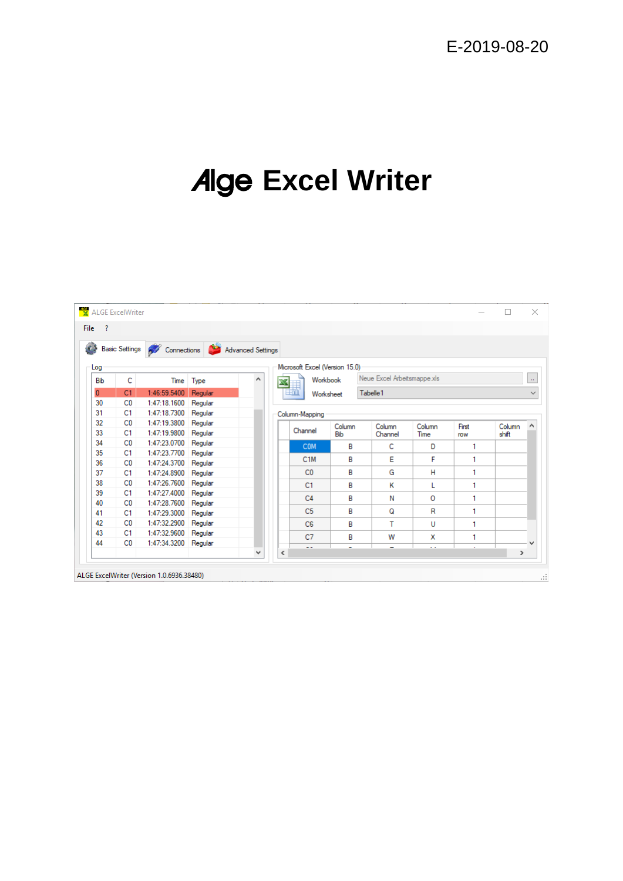E-2019-08-20

# Alge Excel Writer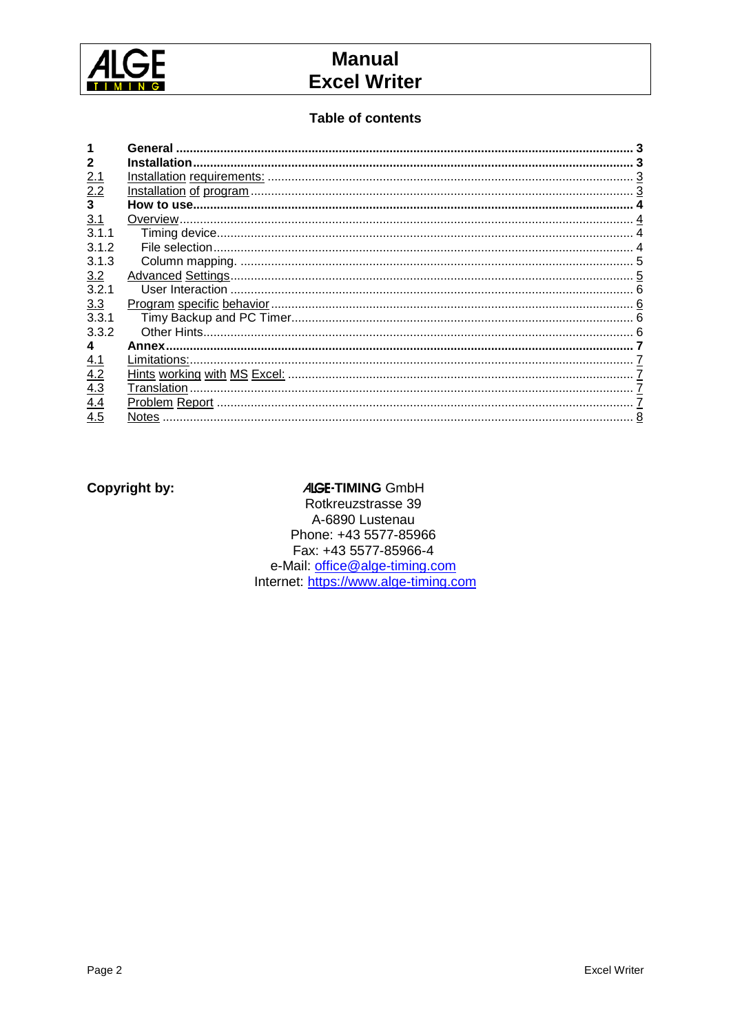# Manual Excel Writer

## Table of contents

| | | |
|---|---|---|
| **1** | **General** | **3** |
| **2** | **Installation** | **3** |
| 2.1 | Installation requirements: | 3 |
| 2.2 | Installation of program | 3 |
| **3** | **How to use** | **4** |
| 3.1 | Overview | 4 |
| 3.1.1 | Timing device | 4 |
| 3.1.2 | File selection | 4 |
| 3.1.3 | Column mapping. | 5 |
| 3.2 | Advanced Settings | 5 |
| 3.2.1 | User Interaction | 6 |
| 3.3 | Program specific behavior | 6 |
| 3.3.1 | Timy Backup and PC Timer | 6 |
| 3.3.2 | Other Hints | 6 |
| **4** | **Annex** | **7** |
| 4.1 | Limitations: | 7 |
| 4.2 | Hints working with MS Excel: | 7 |
| 4.3 | Translation | 7 |
| 4.4 | Problem Report | 7 |
| 4.5 | Notes | 8 |

**Copyright by:**

**ALGE-TIMING** GmbH
Rotkreuzstrasse 39
A-6890 Lustenau
Phone: +43 5577-85966
Fax: +43 5577-85966-4
e-Mail: office@alge-timing.com
Internet: https://www.alge-timing.com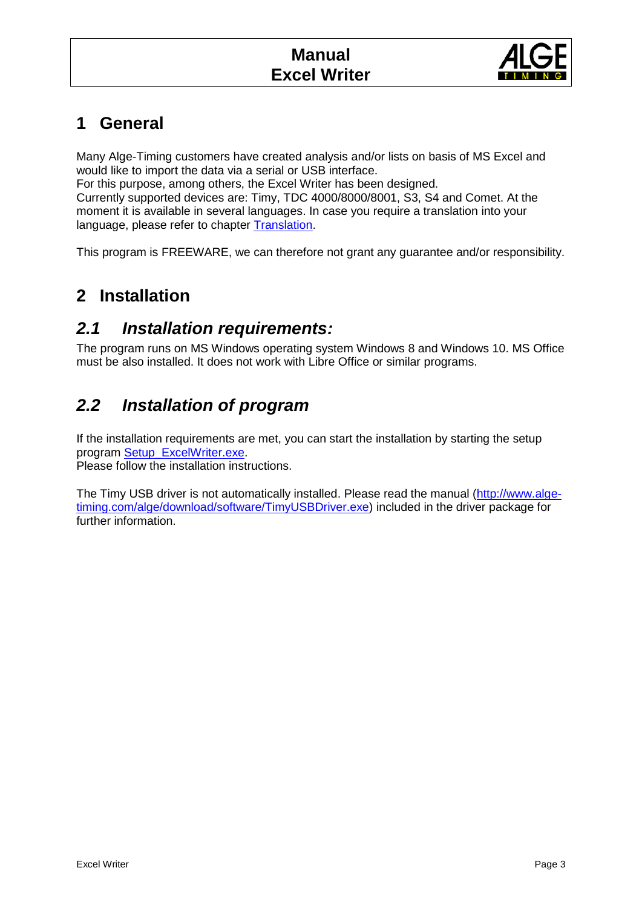# 1 General

Many Alge-Timing customers have created analysis and/or lists on basis of MS Excel and would like to import the data via a serial or USB interface.
For this purpose, among others, the Excel Writer has been designed.
Currently supported devices are: Timy, TDC 4000/8000/8001, S3, S4 and Comet. At the moment it is available in several languages. In case you require a translation into your language, please refer to chapter [Translation](#).

This program is FREEWARE, we can therefore not grant any guarantee and/or responsibility.

# 2 Installation

## *2.1 Installation requirements:*

The program runs on MS Windows operating system Windows 8 and Windows 10. MS Office must be also installed. It does not work with Libre Office or similar programs.

## *2.2 Installation of program*

If the installation requirements are met, you can start the installation by starting the setup program [Setup_ExcelWriter.exe](#).
Please follow the installation instructions.

The Timy USB driver is not automatically installed. Please read the manual ([http://www.alge-timing.com/alge/download/software/TimyUSBDriver.exe](http://www.alge-timing.com/alge/download/software/TimyUSBDriver.exe)) included in the driver package for further information.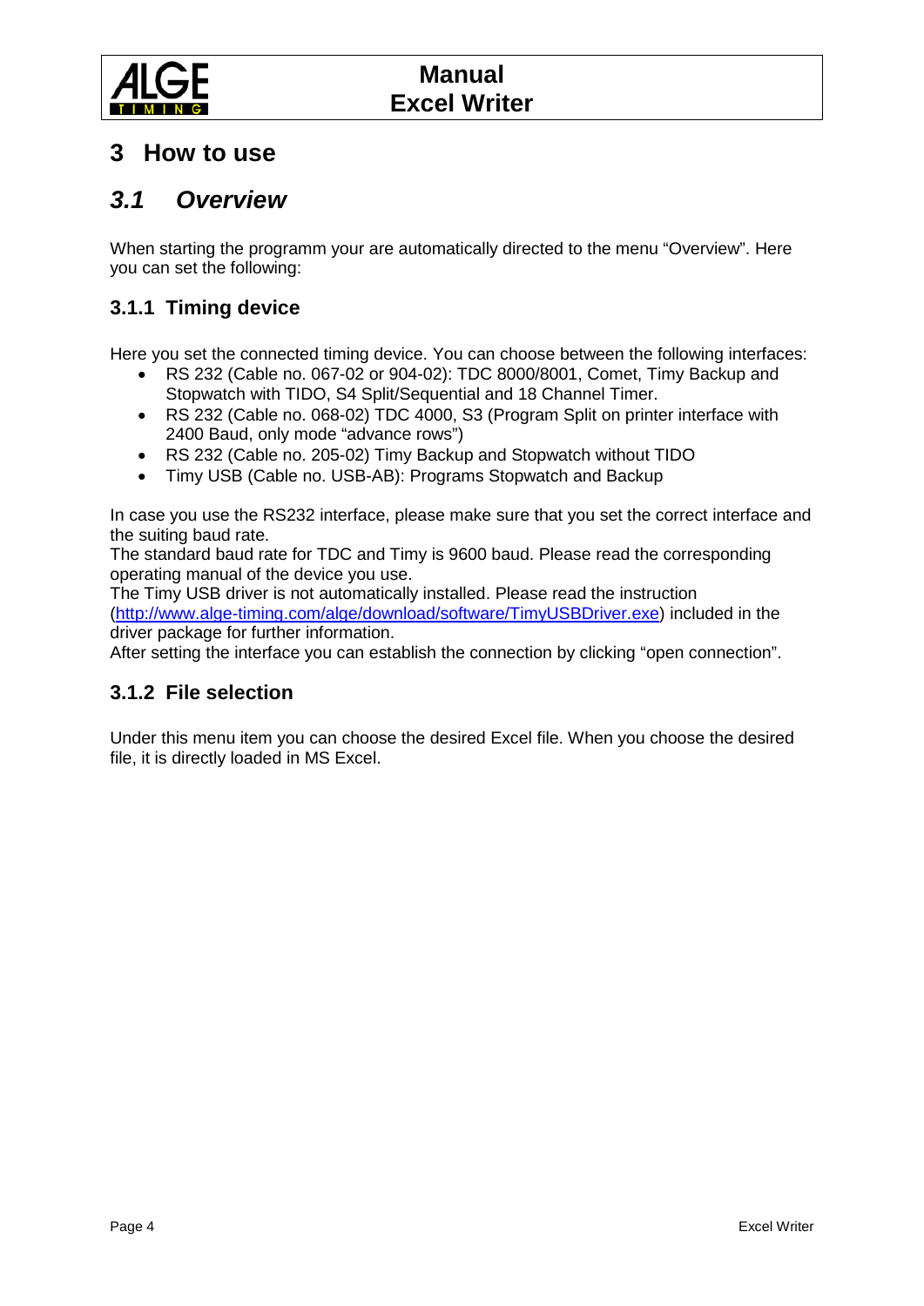# 3 How to use

## *3.1 Overview*

When starting the programm your are automatically directed to the menu “Overview”. Here you can set the following:

### 3.1.1 Timing device

Here you set the connected timing device. You can choose between the following interfaces:

- RS 232 (Cable no. 067-02 or 904-02): TDC 8000/8001, Comet, Timy Backup and Stopwatch with TIDO, S4 Split/Sequential and 18 Channel Timer.
- RS 232 (Cable no. 068-02) TDC 4000, S3 (Program Split on printer interface with 2400 Baud, only mode “advance rows”)
- RS 232 (Cable no. 205-02) Timy Backup and Stopwatch without TIDO
- Timy USB (Cable no. USB-AB): Programs Stopwatch and Backup

In case you use the RS232 interface, please make sure that you set the correct interface and the suiting baud rate.
The standard baud rate for TDC and Timy is 9600 baud. Please read the corresponding operating manual of the device you use.
The Timy USB driver is not automatically installed. Please read the instruction (http://www.alge-timing.com/alge/download/software/TimyUSBDriver.exe) included in the driver package for further information.
After setting the interface you can establish the connection by clicking “open connection”.

### 3.1.2 File selection

Under this menu item you can choose the desired Excel file. When you choose the desired file, it is directly loaded in MS Excel.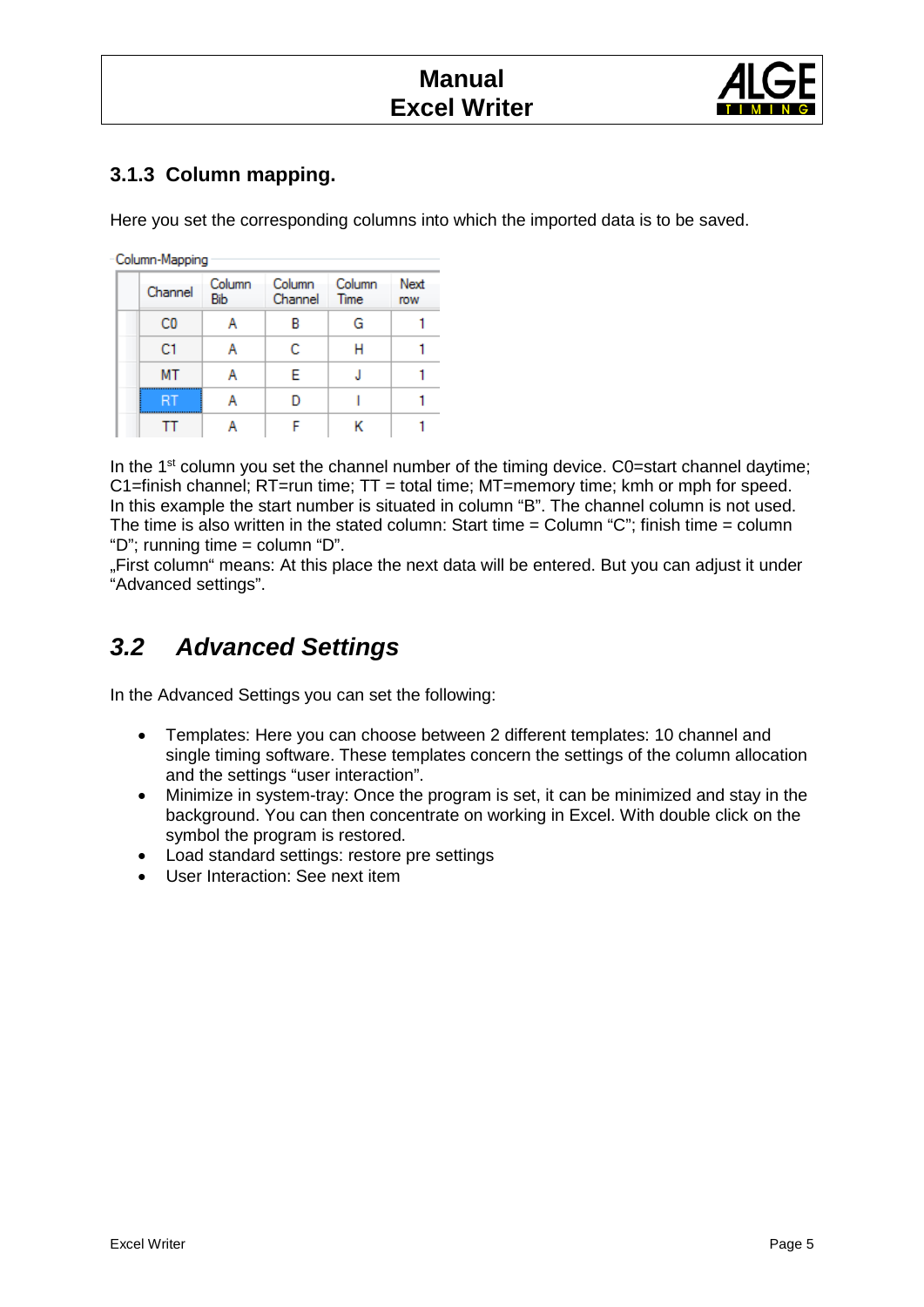### 3.1.3 Column mapping.

Here you set the corresponding columns into which the imported data is to be saved.

Column-Mapping

| Channel | Column Bib | Column Channel | Column Time | Next row |
|---|---|---|---|---|
| C0 | A | B | G | 1 |
| C1 | A | C | H | 1 |
| MT | A | E | J | 1 |
| RT | A | D | I | 1 |
| TT | A | F | K | 1 |

In the 1st column you set the channel number of the timing device. C0=start channel daytime; C1=finish channel; RT=run time; TT = total time; MT=memory time; kmh or mph for speed. In this example the start number is situated in column "B". The channel column is not used. The time is also written in the stated column: Start time = Column "C"; finish time = column "D"; running time = column "D".

„First column" means: At this place the next data will be entered. But you can adjust it under "Advanced settings".

## *3.2 Advanced Settings*

In the Advanced Settings you can set the following:

- Templates: Here you can choose between 2 different templates: 10 channel and single timing software. These templates concern the settings of the column allocation and the settings "user interaction".
- Minimize in system-tray: Once the program is set, it can be minimized and stay in the background. You can then concentrate on working in Excel. With double click on the symbol the program is restored.
- Load standard settings: restore pre settings
- User Interaction: See next item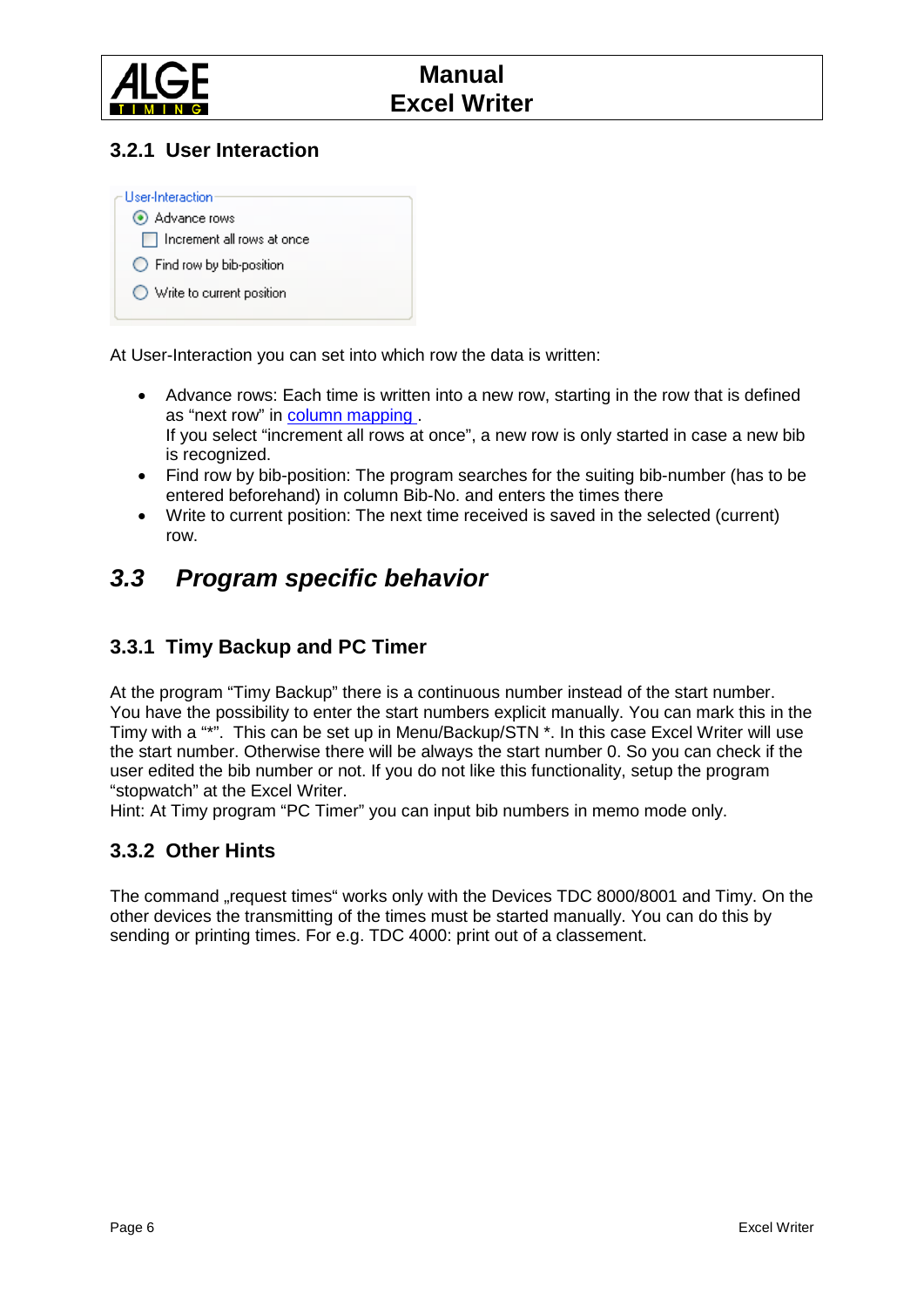### 3.2.1 User Interaction

User-Interaction
- (•) Advance rows
  - [ ] Increment all rows at once
- ( ) Find row by bib-position
- ( ) Write to current position

At User-Interaction you can set into which row the data is written:

- Advance rows: Each time is written into a new row, starting in the row that is defined as "next row" in column mapping .
  If you select "increment all rows at once", a new row is only started in case a new bib is recognized.
- Find row by bib-position: The program searches for the suiting bib-number (has to be entered beforehand) in column Bib-No. and enters the times there
- Write to current position: The next time received is saved in the selected (current) row.

## *3.3 Program specific behavior*

### 3.3.1 Timy Backup and PC Timer

At the program "Timy Backup" there is a continuous number instead of the start number. You have the possibility to enter the start numbers explicit manually. You can mark this in the Timy with a "*". This can be set up in Menu/Backup/STN *. In this case Excel Writer will use the start number. Otherwise there will be always the start number 0. So you can check if the user edited the bib number or not. If you do not like this functionality, setup the program "stopwatch" at the Excel Writer.
Hint: At Timy program "PC Timer" you can input bib numbers in memo mode only.

### 3.3.2 Other Hints

The command „request times" works only with the Devices TDC 8000/8001 and Timy. On the other devices the transmitting of the times must be started manually. You can do this by sending or printing times. For e.g. TDC 4000: print out of a classement.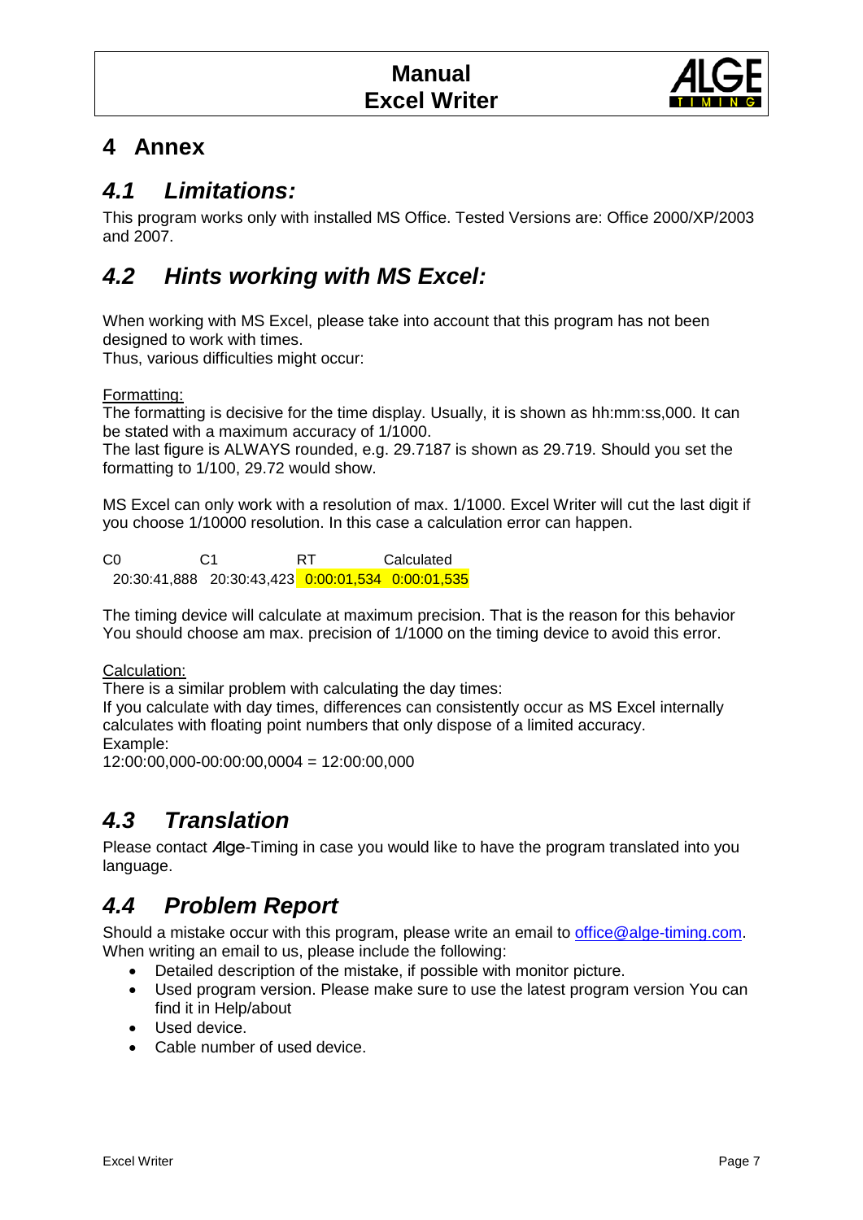// 4 Annex

## 4.1 Limitations:

This program works only with installed MS Office. Tested Versions are: Office 2000/XP/2003 and 2007.

## 4.2 Hints working with MS Excel:

When working with MS Excel, please take into account that this program has not been designed to work with times.
Thus, various difficulties might occur:

Formatting:
The formatting is decisive for the time display. Usually, it is shown as hh:mm:ss,000. It can be stated with a maximum accuracy of 1/1000.
The last figure is ALWAYS rounded, e.g. 29.7187 is shown as 29.719. Should you set the formatting to 1/100, 29.72 would show.

MS Excel can only work with a resolution of max. 1/1000. Excel Writer will cut the last digit if you choose 1/10000 resolution. In this case a calculation error can happen.

| C0 | C1 | RT | Calculated |
|---|---|---|---|
| 20:30:41,888 | 20:30:43,423 | 0:00:01,534 | 0:00:01,535 |

The timing device will calculate at maximum precision. That is the reason for this behavior You should choose am max. precision of 1/1000 on the timing device to avoid this error.

Calculation:
There is a similar problem with calculating the day times:
If you calculate with day times, differences can consistently occur as MS Excel internally calculates with floating point numbers that only dispose of a limited accuracy.
Example:
12:00:00,000-00:00:00,0004 = 12:00:00,000

## 4.3 Translation

Please contact Alge-Timing in case you would like to have the program translated into you language.

## 4.4 Problem Report

Should a mistake occur with this program, please write an email to office@alge-timing.com.
When writing an email to us, please include the following:

- Detailed description of the mistake, if possible with monitor picture.
- Used program version. Please make sure to use the latest program version You can find it in Help/about
- Used device.
- Cable number of used device.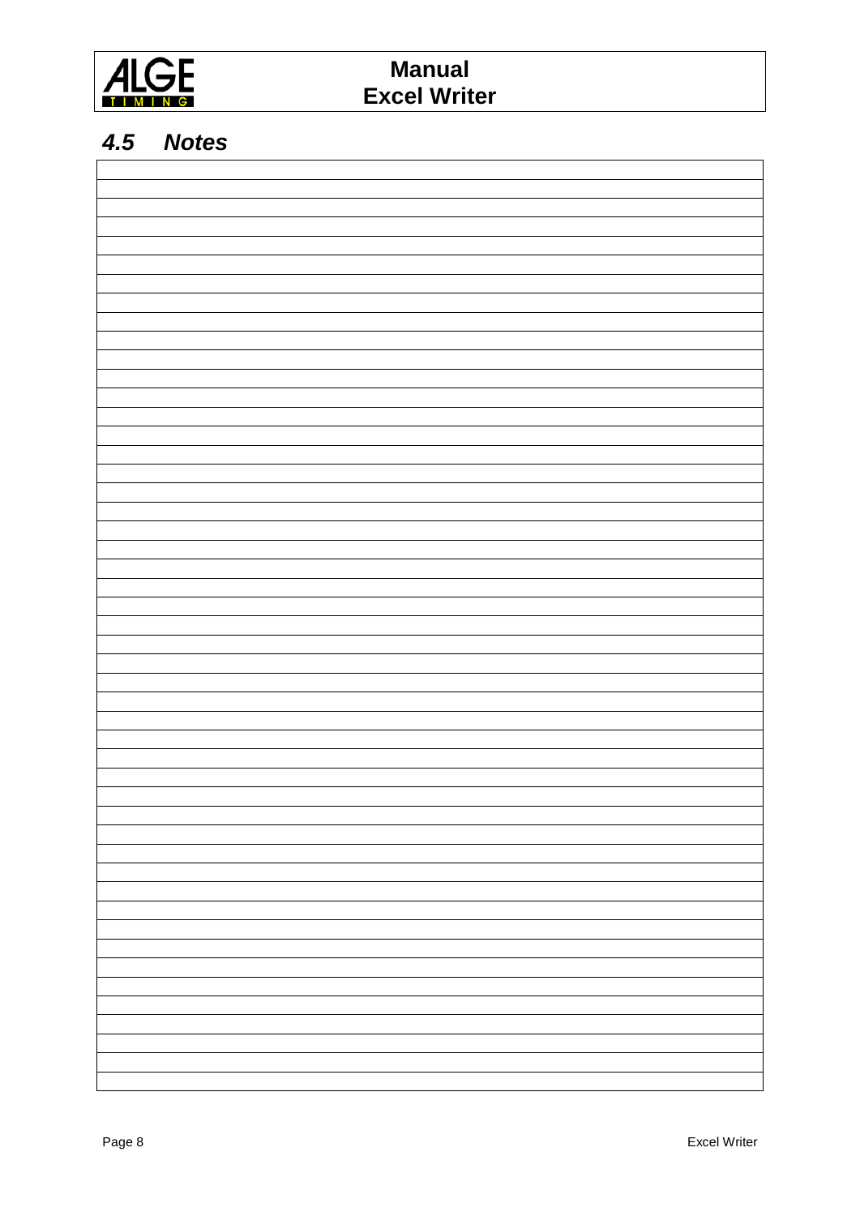## *4.5 Notes*